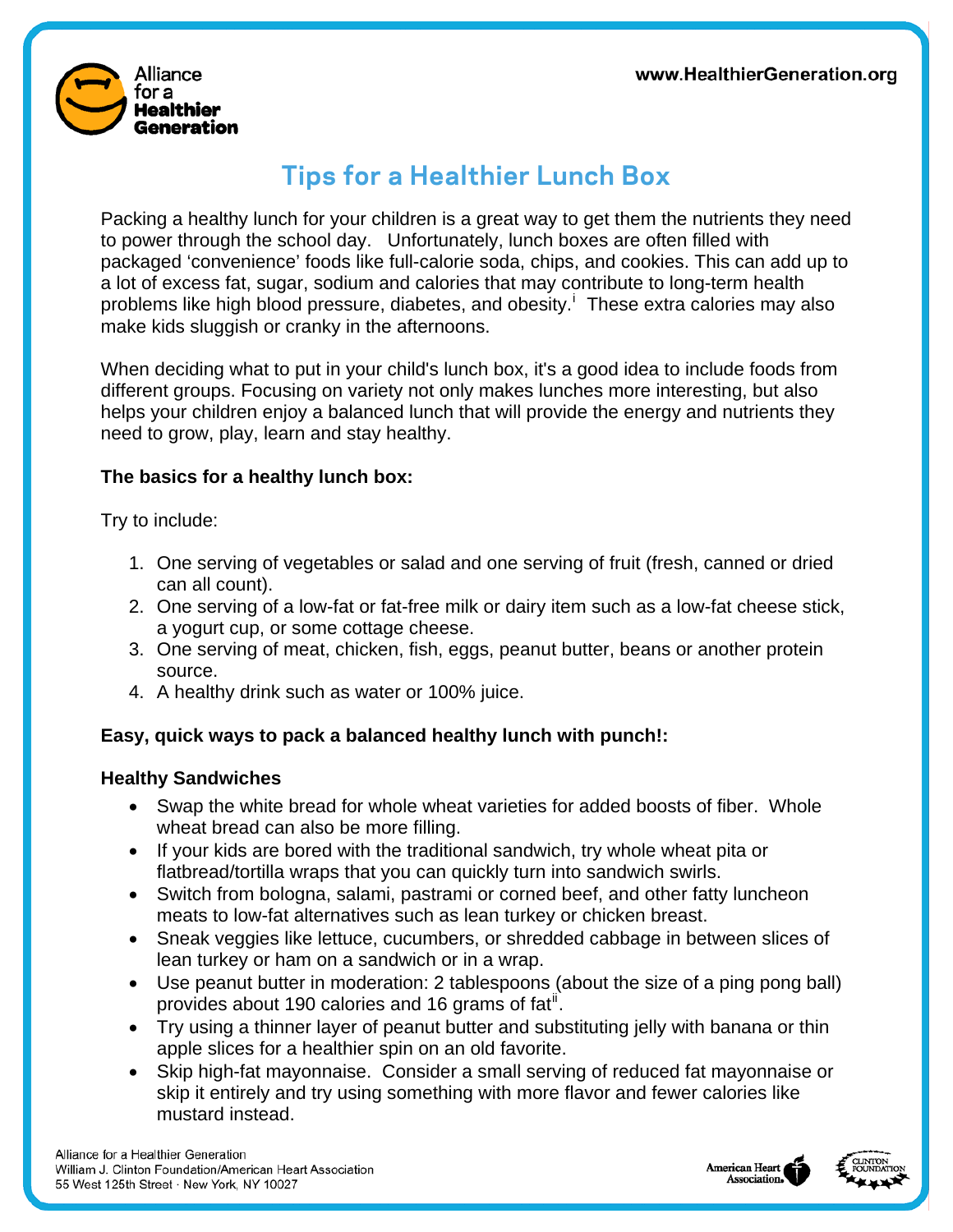# Tips for a Healthier Lunch Box

Packing a healthy lunch for your children is a great way to get them the nutrients they need to power through the school day. Unfortunately, lunch boxes are often filled with packaged 'convenience' foods like full-calorie soda, chips, and cookies. This can add up to a lot of excess fat, sugar, sodium and calories that may contribute to long-term health problems like high blood pressure, diabetes, and obesity.[i] These extra calories may also make kids sluggish or cranky in the afternoons.

When deciding what to put in your child's lunch box, it's a good idea to include foods from different groups. Focusing on variety not only makes lunches more interesting, but also helps your children enjoy a balanced lunch that will provide the energy and nutrients they need to grow, play, learn and stay healthy.

**The basics for a healthy lunch box:**

Try to include:

1. One serving of vegetables or salad and one serving of fruit (fresh, canned or dried can all count).
2. One serving of a low-fat or fat-free milk or dairy item such as a low-fat cheese stick, a yogurt cup, or some cottage cheese.
3. One serving of meat, chicken, fish, eggs, peanut butter, beans or another protein source.
4. A healthy drink such as water or 100% juice.

**Easy, quick ways to pack a balanced healthy lunch with punch!:**

**Healthy Sandwiches**

- Swap the white bread for whole wheat varieties for added boosts of fiber. Whole wheat bread can also be more filling.
- If your kids are bored with the traditional sandwich, try whole wheat pita or flatbread/tortilla wraps that you can quickly turn into sandwich swirls.
- Switch from bologna, salami, pastrami or corned beef, and other fatty luncheon meats to low-fat alternatives such as lean turkey or chicken breast.
- Sneak veggies like lettuce, cucumbers, or shredded cabbage in between slices of lean turkey or ham on a sandwich or in a wrap.
- Use peanut butter in moderation: 2 tablespoons (about the size of a ping pong ball) provides about 190 calories and 16 grams of fat[ii].
- Try using a thinner layer of peanut butter and substituting jelly with banana or thin apple slices for a healthier spin on an old favorite.
- Skip high-fat mayonnaise. Consider a small serving of reduced fat mayonnaise or skip it entirely and try using something with more flavor and fewer calories like mustard instead.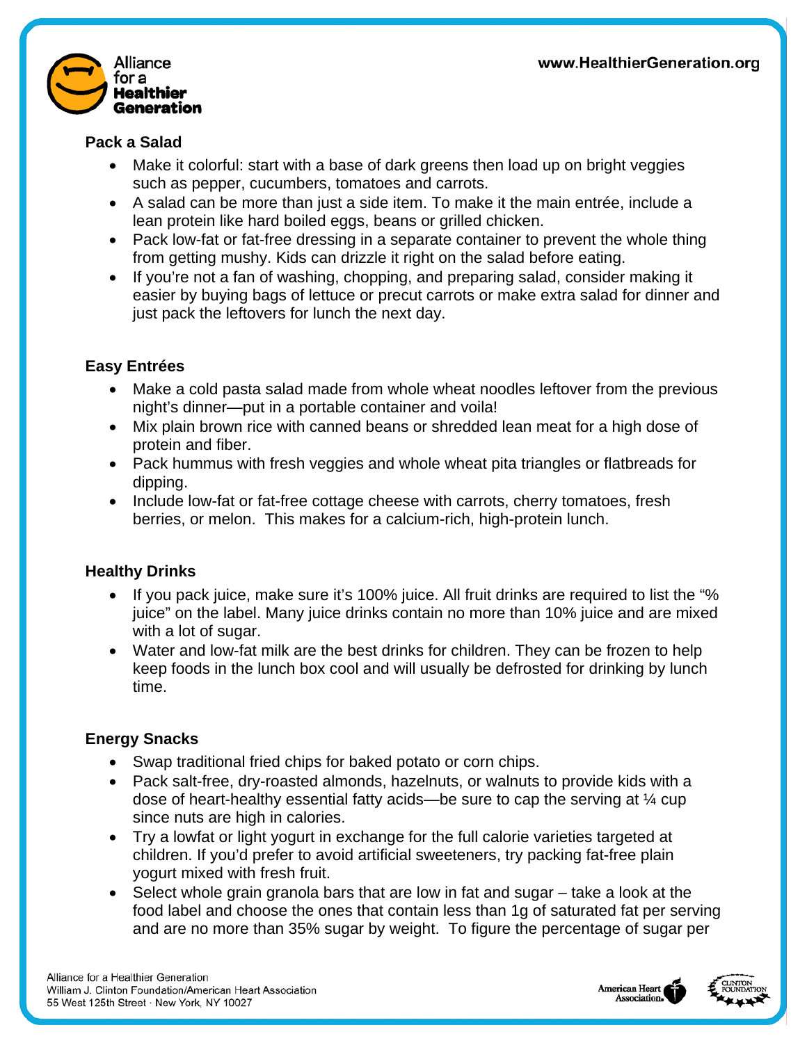## Pack a Salad

- Make it colorful: start with a base of dark greens then load up on bright veggies such as pepper, cucumbers, tomatoes and carrots.
- A salad can be more than just a side item. To make it the main entrée, include a lean protein like hard boiled eggs, beans or grilled chicken.
- Pack low-fat or fat-free dressing in a separate container to prevent the whole thing from getting mushy. Kids can drizzle it right on the salad before eating.
- If you're not a fan of washing, chopping, and preparing salad, consider making it easier by buying bags of lettuce or precut carrots or make extra salad for dinner and just pack the leftovers for lunch the next day.

## Easy Entrées

- Make a cold pasta salad made from whole wheat noodles leftover from the previous night's dinner—put in a portable container and voila!
- Mix plain brown rice with canned beans or shredded lean meat for a high dose of protein and fiber.
- Pack hummus with fresh veggies and whole wheat pita triangles or flatbreads for dipping.
- Include low-fat or fat-free cottage cheese with carrots, cherry tomatoes, fresh berries, or melon. This makes for a calcium-rich, high-protein lunch.

## Healthy Drinks

- If you pack juice, make sure it's 100% juice. All fruit drinks are required to list the "% juice" on the label. Many juice drinks contain no more than 10% juice and are mixed with a lot of sugar.
- Water and low-fat milk are the best drinks for children. They can be frozen to help keep foods in the lunch box cool and will usually be defrosted for drinking by lunch time.

## Energy Snacks

- Swap traditional fried chips for baked potato or corn chips.
- Pack salt-free, dry-roasted almonds, hazelnuts, or walnuts to provide kids with a dose of heart-healthy essential fatty acids—be sure to cap the serving at ¼ cup since nuts are high in calories.
- Try a lowfat or light yogurt in exchange for the full calorie varieties targeted at children. If you'd prefer to avoid artificial sweeteners, try packing fat-free plain yogurt mixed with fresh fruit.
- Select whole grain granola bars that are low in fat and sugar – take a look at the food label and choose the ones that contain less than 1g of saturated fat per serving and are no more than 35% sugar by weight. To figure the percentage of sugar per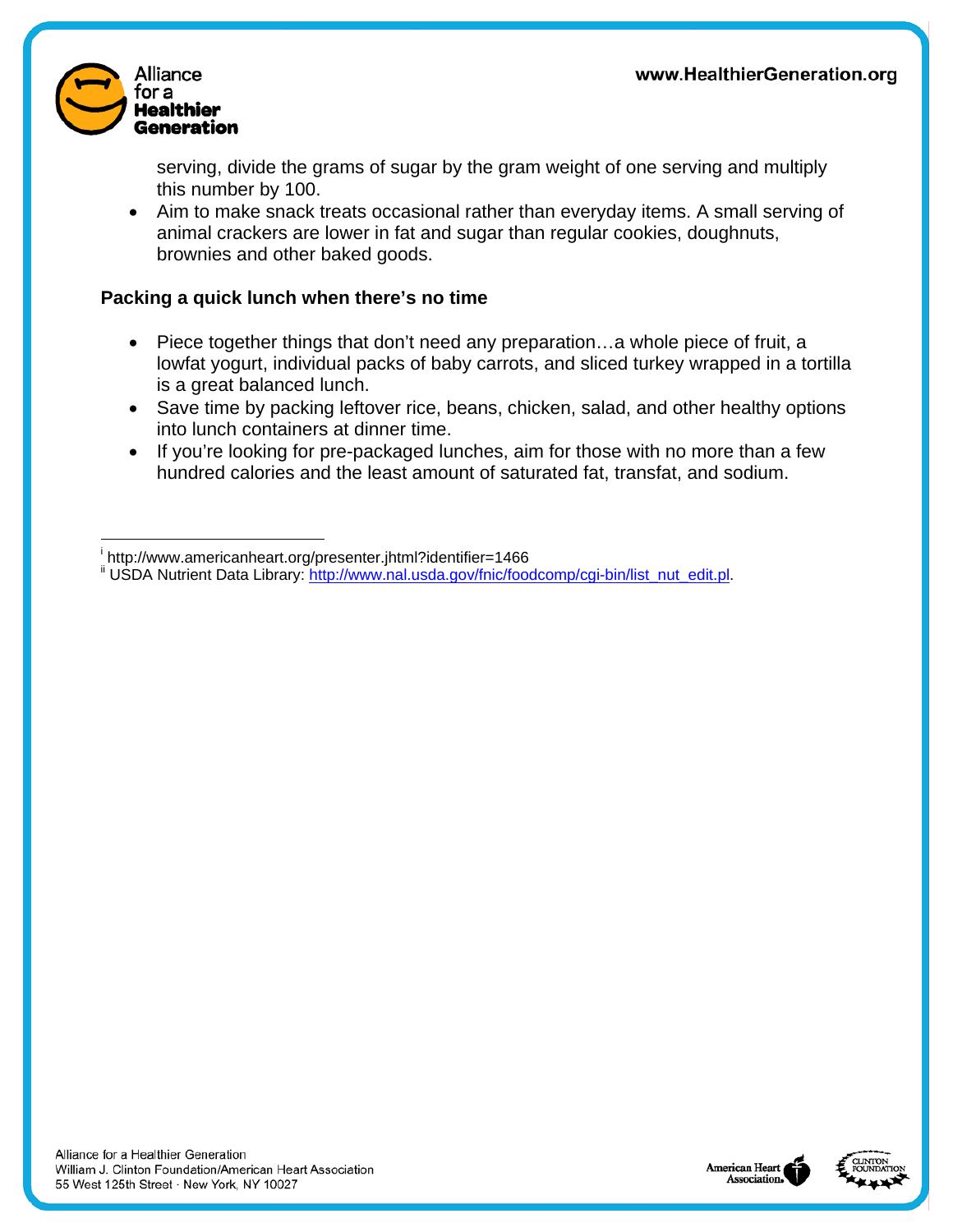serving, divide the grams of sugar by the gram weight of one serving and multiply this number by 100.

- Aim to make snack treats occasional rather than everyday items. A small serving of animal crackers are lower in fat and sugar than regular cookies, doughnuts, brownies and other baked goods.

**Packing a quick lunch when there's no time**

- Piece together things that don't need any preparation…a whole piece of fruit, a lowfat yogurt, individual packs of baby carrots, and sliced turkey wrapped in a tortilla is a great balanced lunch.
- Save time by packing leftover rice, beans, chicken, salad, and other healthy options into lunch containers at dinner time.
- If you're looking for pre-packaged lunches, aim for those with no more than a few hundred calories and the least amount of saturated fat, transfat, and sodium.

---

[i] http://www.americanheart.org/presenter.jhtml?identifier=1466
[ii] USDA Nutrient Data Library: http://www.nal.usda.gov/fnic/foodcomp/cgi-bin/list_nut_edit.pl.